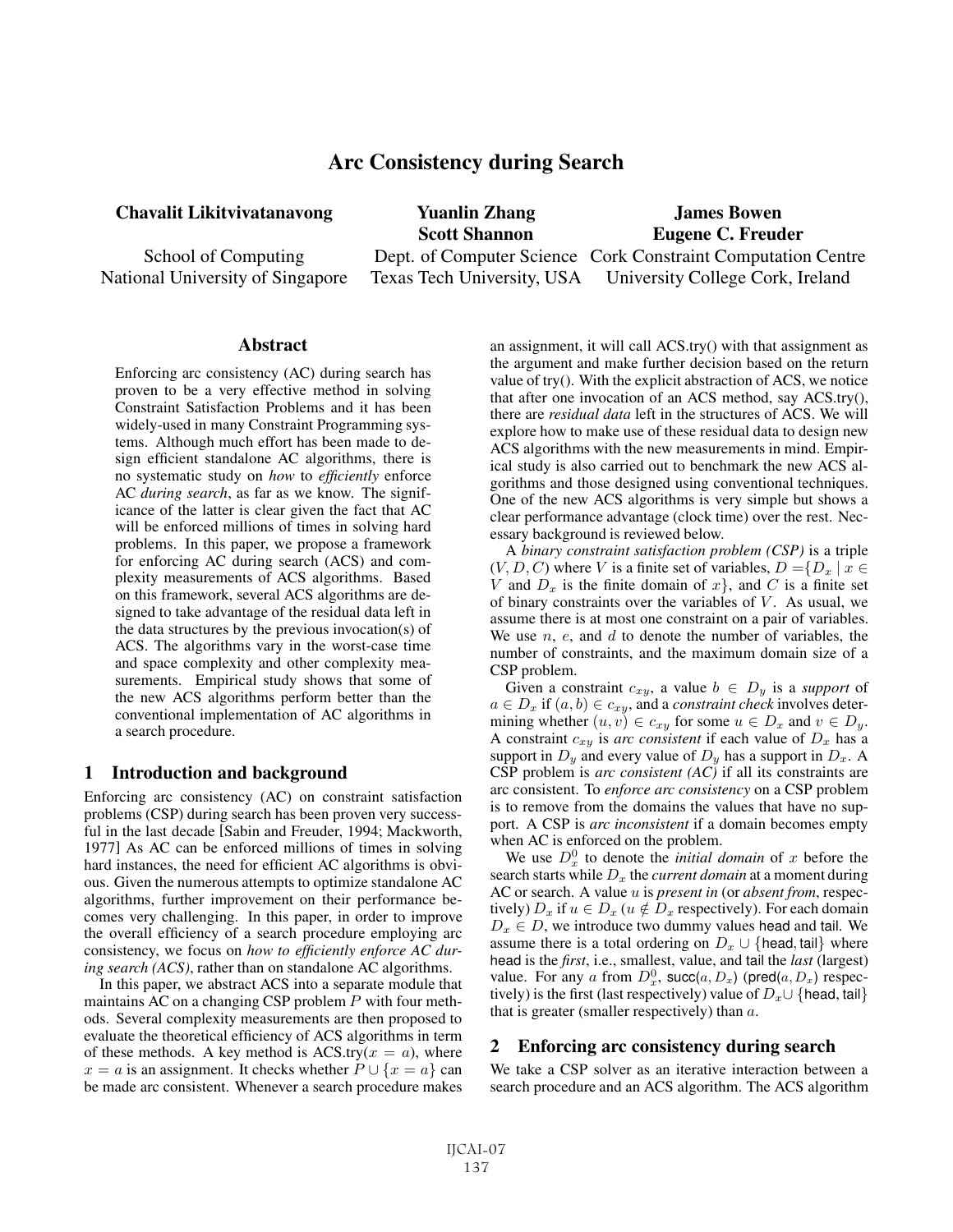# Arc Consistency during Search

**Chavalit Likitvivatanavong**
School of Computing
National University of Singapore

**Yuanlin Zhang**
**Scott Shannon**
Dept. of Computer Science
Texas Tech University, USA

**James Bowen**
**Eugene C. Freuder**
Cork Constraint Computation Centre
University College Cork, Ireland

## Abstract

Enforcing arc consistency (AC) during search has proven to be a very effective method in solving Constraint Satisfaction Problems and it has been widely-used in many Constraint Programming systems. Although much effort has been made to design efficient standalone AC algorithms, there is no systematic study on *how* to *efficiently* enforce AC *during search*, as far as we know. The significance of the latter is clear given the fact that AC will be enforced millions of times in solving hard problems. In this paper, we propose a framework for enforcing AC during search (ACS) and complexity measurements of ACS algorithms. Based on this framework, several ACS algorithms are designed to take advantage of the residual data left in the data structures by the previous invocation(s) of ACS. The algorithms vary in the worst-case time and space complexity and other complexity measurements. Empirical study shows that some of the new ACS algorithms perform better than the conventional implementation of AC algorithms in a search procedure.

## 1 Introduction and background

Enforcing arc consistency (AC) on constraint satisfaction problems (CSP) during search has been proven very successful in the last decade [Sabin and Freuder, 1994; Mackworth, 1977] As AC can be enforced millions of times in solving hard instances, the need for efficient AC algorithms is obvious. Given the numerous attempts to optimize standalone AC algorithms, further improvement on their performance becomes very challenging. In this paper, in order to improve the overall efficiency of a search procedure employing arc consistency, we focus on *how to efficiently enforce AC during search (ACS)*, rather than on standalone AC algorithms.

In this paper, we abstract ACS into a separate module that maintains AC on a changing CSP problem $P$ with four methods. Several complexity measurements are then proposed to evaluate the theoretical efficiency of ACS algorithms in term of these methods. A key method is ACS.try($x = a$), where $x = a$ is an assignment. It checks whether $P \cup \{x = a\}$ can be made arc consistent. Whenever a search procedure makes an assignment, it will call ACS.try() with that assignment as the argument and make further decision based on the return value of try(). With the explicit abstraction of ACS, we notice that after one invocation of an ACS method, say ACS.try(), there are *residual data* left in the structures of ACS. We will explore how to make use of these residual data to design new ACS algorithms with the new measurements in mind. Empirical study is also carried out to benchmark the new ACS algorithms and those designed using conventional techniques. One of the new ACS algorithms is very simple but shows a clear performance advantage (clock time) over the rest. Necessary background is reviewed below.

A *binary constraint satisfaction problem (CSP)* is a triple $(V, D, C)$ where $V$ is a finite set of variables, $D = \{D_x \mid x \in V$ and $D_x$ is the finite domain of $x\}$, and $C$ is a finite set of binary constraints over the variables of $V$. As usual, we assume there is at most one constraint on a pair of variables. We use $n$, $e$, and $d$ to denote the number of variables, the number of constraints, and the maximum domain size of a CSP problem.

Given a constraint $c_{xy}$, a value $b \in D_y$ is a *support* of $a \in D_x$ if $(a, b) \in c_{xy}$, and a *constraint check* involves determining whether $(u, v) \in c_{xy}$ for some $u \in D_x$ and $v \in D_y$. A constraint $c_{xy}$ is *arc consistent* if each value of $D_x$ has a support in $D_y$ and every value of $D_y$ has a support in $D_x$. A CSP problem is *arc consistent (AC)* if all its constraints are arc consistent. To *enforce arc consistency* on a CSP problem is to remove from the domains the values that have no support. A CSP is *arc inconsistent* if a domain becomes empty when AC is enforced on the problem.

We use $D_x^0$ to denote the *initial domain* of $x$ before the search starts while $D_x$ the *current domain* at a moment during AC or search. A value $u$ is *present in* (or *absent from*, respectively) $D_x$ if $u \in D_x$ ($u \notin D_x$ respectively). For each domain $D_x \in D$, we introduce two dummy values head and tail. We assume there is a total ordering on $D_x \cup \{\text{head}, \text{tail}\}$ where head is the *first*, i.e., smallest, value, and tail the *last* (largest) value. For any $a$ from $D_x^0$, $\text{succ}(a, D_x)$ ($\text{pred}(a, D_x)$ respectively) is the first (last respectively) value of $D_x \cup \{\text{head}, \text{tail}\}$ that is greater (smaller respectively) than $a$.

## 2 Enforcing arc consistency during search

We take a CSP solver as an iterative interaction between a search procedure and an ACS algorithm. The ACS algorithm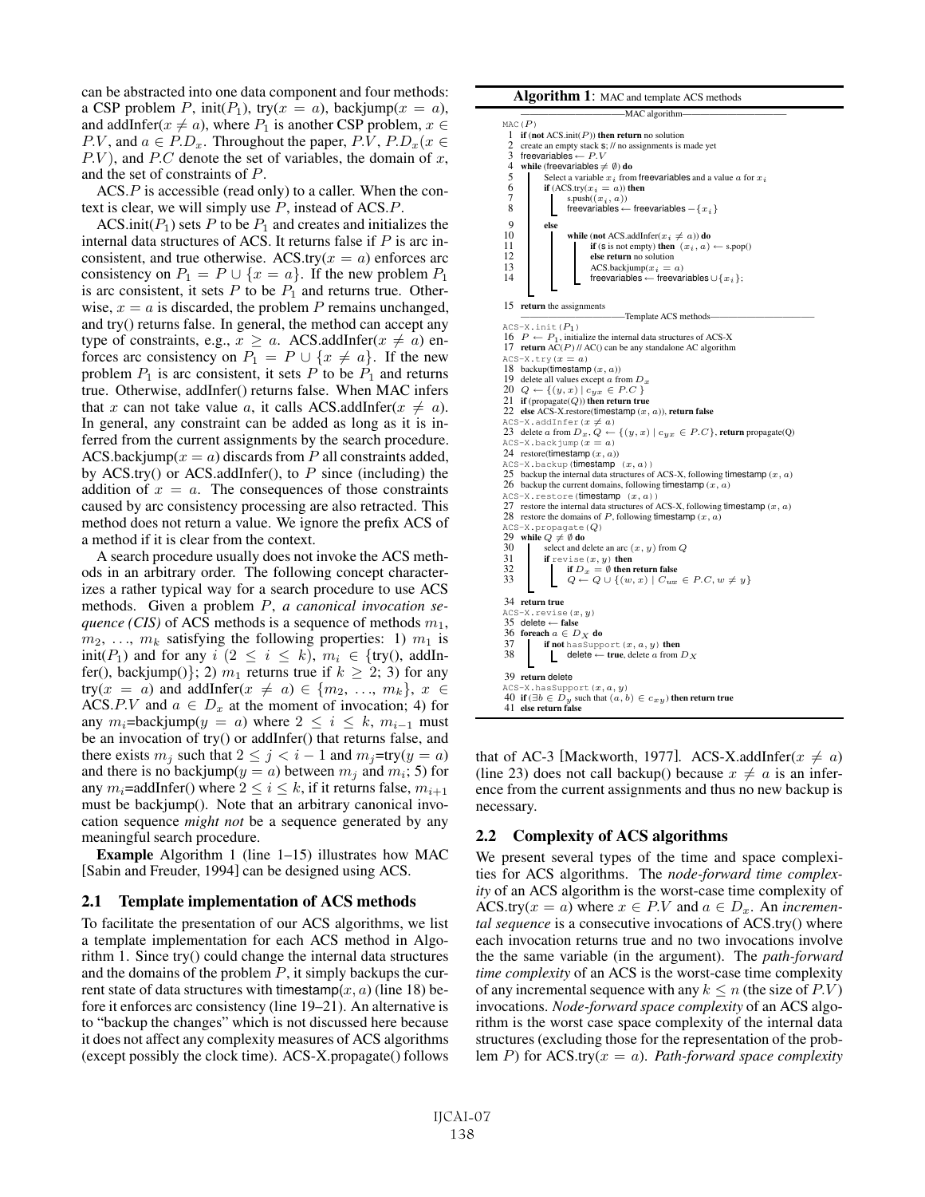can be abstracted into one data component and four methods: a CSP problem $P$, init($P_1$), try($x = a$), backjump($x = a$), and addInfer($x \neq a$), where $P_1$ is another CSP problem, $x \in P.V$, and $a \in P.D_x$. Throughout the paper, $P.V$, $P.D_x (x \in P.V)$, and $P.C$ denote the set of variables, the domain of $x$, and the set of constraints of $P$.

ACS.$P$ is accessible (read only) to a caller. When the context is clear, we will simply use $P$, instead of ACS.$P$.

ACS.init($P_1$) sets $P$ to be $P_1$ and creates and initializes the internal data structures of ACS. It returns false if $P$ is arc inconsistent, and true otherwise. ACS.try($x = a$) enforces arc consistency on $P_1 = P \cup \{x = a\}$. If the new problem $P_1$ is arc consistent, it sets $P$ to be $P_1$ and returns true. Otherwise, $x = a$ is discarded, the problem $P$ remains unchanged, and try() returns false. In general, the method can accept any type of constraints, e.g., $x \geq a$. ACS.addInfer($x \neq a$) enforces arc consistency on $P_1 = P \cup \{x \neq a\}$. If the new problem $P_1$ is arc consistent, it sets $P$ to be $P_1$ and returns true. Otherwise, addInfer() returns false. When MAC infers that $x$ can not take value $a$, it calls ACS.addInfer($x \neq a$). In general, any constraint can be added as long as it is inferred from the current assignments by the search procedure. ACS.backjump($x = a$) discards from $P$ all constraints added, by ACS.try() or ACS.addInfer(), to $P$ since (including) the addition of $x = a$. The consequences of those constraints caused by arc consistency processing are also retracted. This method does not return a value. We ignore the prefix ACS of a method if it is clear from the context.

A search procedure usually does not invoke the ACS methods in an arbitrary order. The following concept characterizes a rather typical way for a search procedure to use ACS methods. Given a problem $P$, *a canonical invocation sequence (CIS)* of ACS methods is a sequence of methods $m_1$, $m_2$, ..., $m_k$ satisfying the following properties: 1) $m_1$ is init($P_1$) and for any $i$ $(2 \leq i \leq k)$, $m_i \in$ {try(), addInfer(), backjump()}; 2) $m_1$ returns true if $k \geq 2$; 3) for any try($x = a$) and addInfer($x \neq a$) $\in \{m_2, \ldots, m_k\}$, $x \in$ ACS.$P.V$ and $a \in D_x$ at the moment of invocation; 4) for any $m_i$=backjump($y = a$) where $2 \leq i \leq k$, $m_{i-1}$ must be an invocation of try() or addInfer() that returns false, and there exists $m_j$ such that $2 \leq j < i - 1$ and $m_j$=try($y = a$) and there is no backjump($y = a$) between $m_j$ and $m_i$; 5) for any $m_i$=addInfer() where $2 \leq i \leq k$, if it returns false, $m_{i+1}$ must be backjump(). Note that an arbitrary canonical invocation sequence *might not* be a sequence generated by any meaningful search procedure.

**Example** Algorithm 1 (line 1–15) illustrates how MAC [Sabin and Freuder, 1994] can be designed using ACS.

## 2.1 Template implementation of ACS methods

To facilitate the presentation of our ACS algorithms, we list a template implementation for each ACS method in Algorithm 1. Since try() could change the internal data structures and the domains of the problem $P$, it simply backups the current state of data structures with timestamp($x, a$) (line 18) before it enforces arc consistency (line 19–21). An alternative is to "backup the changes" which is not discussed here because it does not affect any complexity measures of ACS algorithms (except possibly the clock time). ACS-X.propagate() follows that of AC-3 [Mackworth, 1977]. ACS-X.addInfer($x \neq a$) (line 23) does not call backup() because $x \neq a$ is an inference from the current assignments and thus no new backup is necessary.

**Algorithm 1**: MAC and template ACS methods

```
——————————————MAC algorithm——————————————
MAC(P)
1  if (not ACS.init(P)) then return no solution
2  create an empty stack s; // no assignments is made yet
3  freevariables ← P.V
4  while (freevariables ≠ ∅) do
5      Select a variable x_i from freevariables and a value a for x_i
6      if (ACS.try(x_i = a)) then
7          s.push((x_i, a))
8          freevariables ← freevariables − {x_i}
9      else
10         while (not ACS.addInfer(x_i ≠ a)) do
11             if (s is not empty) then (x_i, a) ← s.pop()
12             else return no solution
13             ACS.backjump(x_i = a)
14             freevariables ← freevariables ∪ {x_i};
15 return the assignments
——————————————Template ACS methods——————————————
ACS-X.init(P1)
16 P ← P1, initialize the internal data structures of ACS-X
17 return AC(P) // AC() can be any standalone AC algorithm
ACS-X.try(x = a)
18 backup(timestamp(x, a))
19 delete all values except a from D_x
20 Q ← {(y, x) | c_yx ∈ P.C }
21 if (propagate(Q)) then return true
22 else ACS-X.restore(timestamp(x, a)), return false
ACS-X.addInfer(x ≠ a)
23 delete a from D_x, Q ← {(y, x) | c_yx ∈ P.C}, return propagate(Q)
ACS-X.backjump(x = a)
24 restore(timestamp(x, a))
ACS-X.backup(timestamp (x, a))
25 backup the internal data structures of ACS-X, following timestamp(x, a)
26 backup the current domains, following timestamp(x, a)
ACS-X.restore(timestamp (x, a))
27 restore the internal data structures of ACS-X, following timestamp(x, a)
28 restore the domains of P, following timestamp(x, a)
ACS-X.propagate(Q)
29 while Q ≠ ∅ do
30     select and delete an arc (x, y) from Q
31     if revise(x, y) then
32         if D_x = ∅ then return false
33         Q ← Q ∪ {(w, x) | C_wx ∈ P.C, w ≠ y}
34 return true
ACS-X.revise(x, y)
35 delete ← false
36 foreach a ∈ D_X do
37     if not hasSupport(x, a, y) then
38         delete ← true, delete a from D_X
39 return delete
ACS-X.hasSupport(x, a, y)
40 if (∃b ∈ D_y such that (a, b) ∈ c_xy) then return true
41 else return false
```

## 2.2 Complexity of ACS algorithms

We present several types of the time and space complexities for ACS algorithms. The *node-forward time complexity* of an ACS algorithm is the worst-case time complexity of ACS.try($x = a$) where $x \in P.V$ and $a \in D_x$. An *incremental sequence* is a consecutive invocations of ACS.try() where each invocation returns true and no two invocations involve the the same variable (in the argument). The *path-forward time complexity* of an ACS is the worst-case time complexity of any incremental sequence with any $k \leq n$ (the size of $P.V$) invocations. *Node-forward space complexity* of an ACS algorithm is the worst case space complexity of the internal data structures (excluding those for the representation of the problem $P$) for ACS.try($x = a$). *Path-forward space complexity*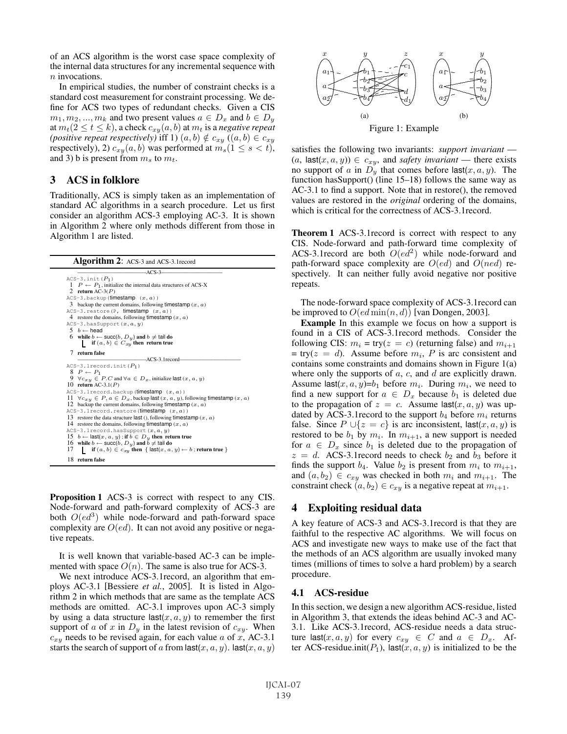of an ACS algorithm is the worst case space complexity of the internal data structures for any incremental sequence with $n$ invocations.

In empirical studies, the number of constraint checks is a standard cost measurement for constraint processing. We define for ACS two types of redundant checks. Given a CIS $m_1, m_2, ..., m_k$ and two present values $a \in D_x$ and $b \in D_y$ at $m_t (2 \le t \le k)$, a check $c_{xy}(a, b)$ at $m_t$ is a *negative repeat (positive repeat respectively)* iff 1) $(a, b) \notin c_{xy}$ ($(a, b) \in c_{xy}$ respectively), 2) $c_{xy}(a, b)$ was performed at $m_s (1 \le s < t)$, and 3) b is present from $m_s$ to $m_t$.

## 3 ACS in folklore

Traditionally, ACS is simply taken as an implementation of standard AC algorithms in a search procedure. Let us first consider an algorithm ACS-3 employing AC-3. It is shown in Algorithm 2 where only methods different from those in Algorithm 1 are listed.

**Algorithm 2**: ACS-3 and ACS-3.1record

```
——————————————ACS-3——————————————
ACS-3.init(P1)
1  P ← P1, initialize the internal data structures of ACS-X
2  return AC-3(P)
ACS-3.backup(timestamp (x, a))
3  backup the current domains, following timestamp (x, a)
ACS-3.restore(P, timestamp (x, a))
4  restore the domains, following timestamp (x, a)
ACS-3.hasSupport(x, a, y)
5  b ← head
6  while b ← succ(b, Dy) and b ≠ tail do
       if (a, b) ∈ Cxy then return true
7  return false
——————————————ACS-3.1record——————————————
ACS-3.1record.init(P1)
8  P ← P1
9  ∀cxy ∈ P.C and ∀a ∈ Dx, initialize last(x, a, y)
10 return AC-3.1(P)
ACS-3.1record.backup(timestamp (x, a))
11 ∀cxy ∈ P, a ∈ Dx, backup last(x, a, y), following timestamp (x, a)
12 backup the current domains, following timestamp (x, a)
ACS-3.1record.restore(timestamp (x, a))
13 restore the data structure last(), following timestamp (x, a)
14 restore the domains, following timestamp (x, a)
ACS-3.1record.hasSupport(x, a, y)
15 b ← last(x, a, y); if b ∈ Dy then return true
16 while b ← succ(b, Dy) and b ≠ tail do
17     if (a, b) ∈ cxy then { last(x, a, y) ← b; return true }
18 return false
```

**Proposition 1** ACS-3 is correct with respect to any CIS. Node-forward and path-forward complexity of ACS-3 are both $O(ed^3)$ while node-forward and path-forward space complexity are $O(ed)$. It can not avoid any positive or negative repeats.

It is well known that variable-based AC-3 can be implemented with space $O(n)$. The same is also true for ACS-3.

We next introduce ACS-3.1record, an algorithm that employs AC-3.1 [Bessiere *et al.*, 2005]. It is listed in Algorithm 2 in which methods that are same as the template ACS methods are omitted. AC-3.1 improves upon AC-3 simply by using a data structure last$(x, a, y)$ to remember the first support of $a$ of $x$ in $D_y$ in the latest revision of $c_{xy}$. When $c_{xy}$ needs to be revised again, for each value $a$ of $x$, AC-3.1 starts the search of support of $a$ from last$(x, a, y)$. last$(x, a, y)$ satisfies the following two invariants: *support invariant* — $(a, \text{last}(x, a, y)) \in c_{xy}$, and *safety invariant* — there exists no support of $a$ in $D_y$ that comes before last$(x, a, y)$. The function hasSupport() (line 15–18) follows the same way as AC-3.1 to find a support. Note that in restore(), the removed values are restored in the *original* ordering of the domains, which is critical for the correctness of ACS-3.1record.

Figure 1: Example

**Theorem 1** ACS-3.1record is correct with respect to any CIS. Node-forward and path-forward time complexity of ACS-3.1record are both $O(ed^2)$ while node-forward and path-forward space complexity are $O(ed)$ and $O(ned)$ respectively. It can neither fully avoid negative nor positive repeats.

The node-forward space complexity of ACS-3.1record can be improved to $O(ed \min(n, d))$ [van Dongen, 2003].

**Example** In this example we focus on how a support is found in a CIS of ACS-3.1record methods. Consider the following CIS: $m_i$ = try($z = c$) (returning false) and $m_{i+1}$ = try($z = d$). Assume before $m_i$, $P$ is arc consistent and contains some constraints and domains shown in Figure 1(a) where only the supports of $a$, $c$, and $d$ are explicitly drawn. Assume last$(x, a, y)$=$b_1$ before $m_i$. During $m_i$, we need to find a new support for $a \in D_x$ because $b_1$ is deleted due to the propagation of $z = c$. Assume last$(x, a, y)$ was updated by ACS-3.1record to the support $b_4$ before $m_i$ returns false. Since $P \cup \{z = c\}$ is arc inconsistent, last$(x, a, y)$ is restored to be $b_1$ by $m_i$. In $m_{i+1}$, a new support is needed for $a \in D_x$ since $b_1$ is deleted due to the propagation of $z = d$. ACS-3.1record needs to check $b_2$ and $b_3$ before it finds the support $b_4$. Value $b_2$ is present from $m_i$ to $m_{i+1}$, and $(a, b_2) \in c_{xy}$ was checked in both $m_i$ and $m_{i+1}$. The constraint check $(a, b_2) \in c_{xy}$ is a negative repeat at $m_{i+1}$.

## 4 Exploiting residual data

A key feature of ACS-3 and ACS-3.1record is that they are faithful to the respective AC algorithms. We will focus on ACS and investigate new ways to make use of the fact that the methods of an ACS algorithm are usually invoked many times (millions of times to solve a hard problem) by a search procedure.

### 4.1 ACS-residue

In this section, we design a new algorithm ACS-residue, listed in Algorithm 3, that extends the ideas behind AC-3 and AC-3.1. Like ACS-3.1record, ACS-residue needs a data structure last$(x, a, y)$ for every $c_{xy} \in C$ and $a \in D_x$. After ACS-residue.init($P_1$), last$(x, a, y)$ is initialized to be the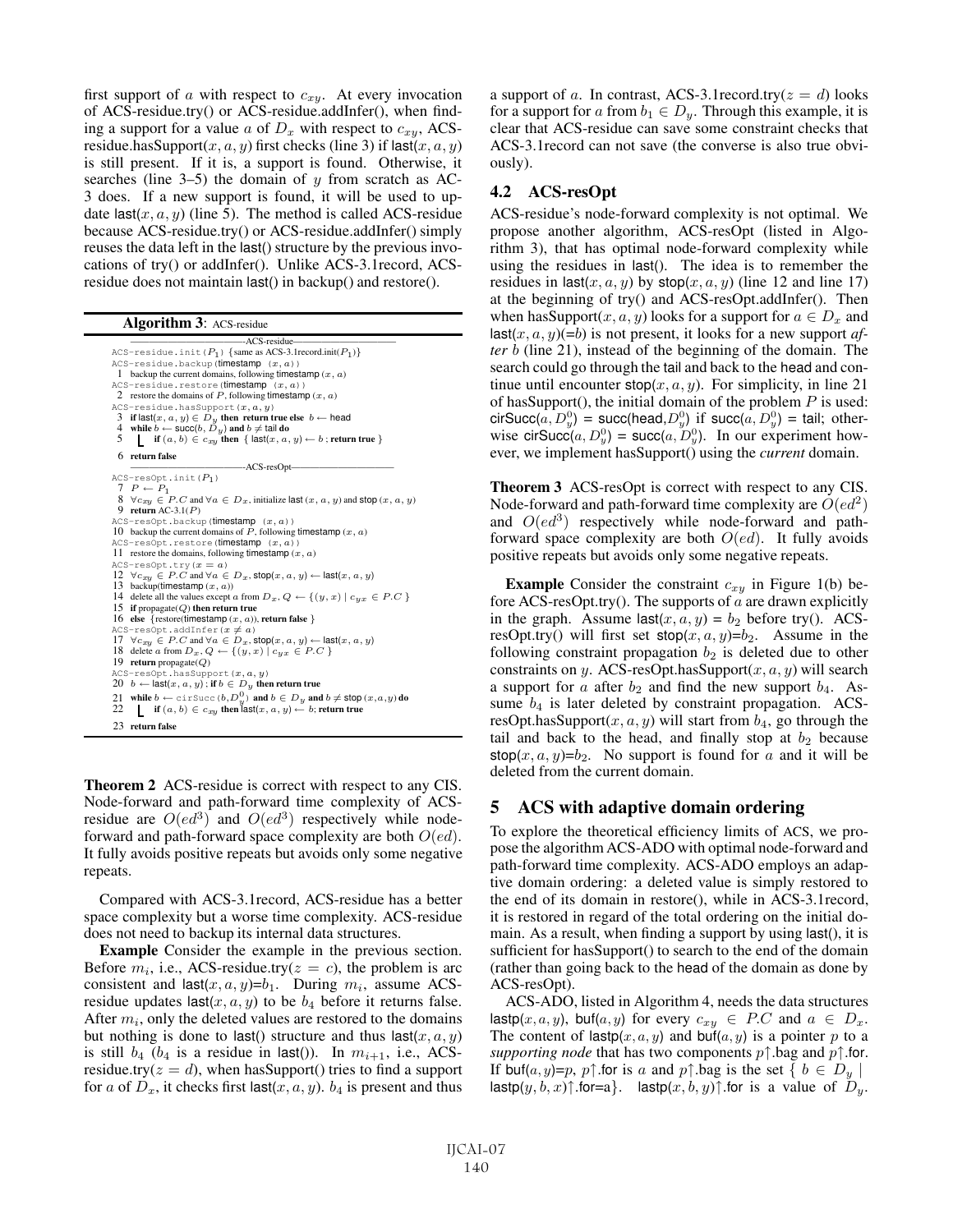first support of $a$ with respect to $c_{xy}$. At every invocation of ACS-residue.try() or ACS-residue.addInfer(), when finding a support for a value $a$ of $D_x$ with respect to $c_{xy}$, ACS-residue.hasSupport($x, a, y$) first checks (line 3) if last($x, a, y$) is still present. If it is, a support is found. Otherwise, it searches (line 3–5) the domain of $y$ from scratch as AC-3 does. If a new support is found, it will be used to update last($x, a, y$) (line 5). The method is called ACS-residue because ACS-residue.try() or ACS-residue.addInfer() simply reuses the data left in the last() structure by the previous invocations of try() or addInfer(). Unlike ACS-3.1record, ACS-residue does not maintain last() in backup() and restore().

**Algorithm 3**: ACS-residue

```
——————————————ACS-residue——————————————
ACS-residue.init(P1) {same as ACS-3.1record.init(P1)}
ACS-residue.backup(timestamp (x, a))
 1  backup the current domains, following timestamp (x, a)
ACS-residue.restore(timestamp (x, a))
 2  restore the domains of P, following timestamp (x, a)
ACS-residue.hasSupport(x, a, y)
 3  if last(x, a, y) ∈ D_y then return true else b ← head
 4  while b ← succ(b, D_y) and b ≠ tail do
 5      if (a, b) ∈ c_xy then { last(x, a, y) ← b ; return true }
 6  return false
——————————————ACS-resOpt——————————————
ACS-resOpt.init(P1)
 7  P ← P1
 8  ∀c_xy ∈ P.C and ∀a ∈ D_x, initialize last(x, a, y) and stop(x, a, y)
 9  return AC-3.1(P)
ACS-resOpt.backup(timestamp (x, a))
10  backup the current domains of P, following timestamp (x, a)
ACS-resOpt.restore(timestamp (x, a))
11  restore the domains, following timestamp (x, a)
ACS-resOpt.try(x = a)
12  ∀c_xy ∈ P.C and ∀a ∈ D_x, stop(x, a, y) ← last(x, a, y)
13  backup(timestamp (x, a))
14  delete all the values except a from D_x, Q ← {(y, x) | c_yx ∈ P.C }
15  if propagate(Q) then return true
16  else {restore(timestamp (x, a)), return false }
ACS-resOpt.addInfer(x ≠ a)
17  ∀c_xy ∈ P.C and ∀a ∈ D_x, stop(x, a, y) ← last(x, a, y)
18  delete a from D_x, Q ← {(y, x) | c_yx ∈ P.C }
19  return propagate(Q)
ACS-resOpt.hasSupport(x, a, y)
20  b ← last(x, a, y); if b ∈ D_y then return true
21  while b ← cirSucc(b, D_y^0) and b ∈ D_y and b ≠ stop(x,a,y) do
22      if (a, b) ∈ c_xy then last(x, a, y) ← b; return true
23  return false
```

**Theorem 2** ACS-residue is correct with respect to any CIS. Node-forward and path-forward time complexity of ACS-residue are $O(ed^3)$ and $O(ed^3)$ respectively while node-forward and path-forward space complexity are both $O(ed)$. It fully avoids positive repeats but avoids only some negative repeats.

Compared with ACS-3.1record, ACS-residue has a better space complexity but a worse time complexity. ACS-residue does not need to backup its internal data structures.

**Example** Consider the example in the previous section. Before $m_i$, i.e., ACS-residue.try($z = c$), the problem is arc consistent and last($x, a, y$)=$b_1$. During $m_i$, assume ACS-residue updates last($x, a, y$) to be $b_4$ before it returns false. After $m_i$, only the deleted values are restored to the domains but nothing is done to last() structure and thus last($x, a, y$) is still $b_4$ ($b_4$ is a residue in last()). In $m_{i+1}$, i.e., ACS-residue.try($z = d$), when hasSupport() tries to find a support for $a$ of $D_x$, it checks first last($x, a, y$). $b_4$ is present and thus a support of $a$. In contrast, ACS-3.1record.try($z = d$) looks for a support for $a$ from $b_1 \in D_y$. Through this example, it is clear that ACS-residue can save some constraint checks that ACS-3.1record can not save (the converse is also true obviously).

### 4.2 ACS-resOpt

ACS-residue's node-forward complexity is not optimal. We propose another algorithm, ACS-resOpt (listed in Algorithm 3), that has optimal node-forward complexity while using the residues in last(). The idea is to remember the residues in last($x, a, y$) by stop($x, a, y$) (line 12 and line 17) at the beginning of try() and ACS-resOpt.addInfer(). Then when hasSupport($x, a, y$) looks for a support for $a \in D_x$ and last($x, a, y$)(=$b$) is not present, it looks for a new support *after* $b$ (line 21), instead of the beginning of the domain. The search could go through the tail and back to the head and continue until encounter stop($x, a, y$). For simplicity, in line 21 of hasSupport(), the initial domain of the problem $P$ is used: cirSucc($a, D_y^0$) = succ(head,$D_y^0$) if succ($a, D_y^0$) = tail; otherwise cirSucc($a, D_y^0$) = succ($a, D_y^0$). In our experiment however, we implement hasSupport() using the *current* domain.

**Theorem 3** ACS-resOpt is correct with respect to any CIS. Node-forward and path-forward time complexity are $O(ed^2)$ and $O(ed^3)$ respectively while node-forward and path-forward space complexity are both $O(ed)$. It fully avoids positive repeats but avoids only some negative repeats.

**Example** Consider the constraint $c_{xy}$ in Figure 1(b) before ACS-resOpt.try(). The supports of $a$ are drawn explicitly in the graph. Assume last($x, a, y$) = $b_2$ before try(). ACS-resOpt.try() will first set stop($x, a, y$)=$b_2$. Assume in the following constraint propagation $b_2$ is deleted due to other constraints on $y$. ACS-resOpt.hasSupport($x, a, y$) will search a support for $a$ after $b_2$ and find the new support $b_4$. Assume $b_4$ is later deleted by constraint propagation. ACS-resOpt.hasSupport($x, a, y$) will start from $b_4$, go through the tail and back to the head, and finally stop at $b_2$ because stop($x, a, y$)=$b_2$. No support is found for $a$ and it will be deleted from the current domain.

## 5 ACS with adaptive domain ordering

To explore the theoretical efficiency limits of ACS, we propose the algorithm ACS-ADO with optimal node-forward and path-forward time complexity. ACS-ADO employs an adaptive domain ordering: a deleted value is simply restored to the end of its domain in restore(), while in ACS-3.1record, it is restored in regard of the total ordering on the initial domain. As a result, when finding a support by using last(), it is sufficient for hasSupport() to search to the end of the domain (rather than going back to the head of the domain as done by ACS-resOpt).

ACS-ADO, listed in Algorithm 4, needs the data structures lastp($x, a, y$), buf($a, y$) for every $c_{xy} \in P.C$ and $a \in D_x$. The content of lastp($x, a, y$) and buf($a, y$) is a pointer $p$ to a *supporting node* that has two components $p\uparrow$.bag and $p\uparrow$.for. If buf($a, y$)=$p$, $p\uparrow$.for is $a$ and $p\uparrow$.bag is the set $\{ b \in D_y \mid$ lastp($y, b, x$)$\uparrow$.for=a$\}$. lastp($x, b, y$)$\uparrow$.for is a value of $D_y$.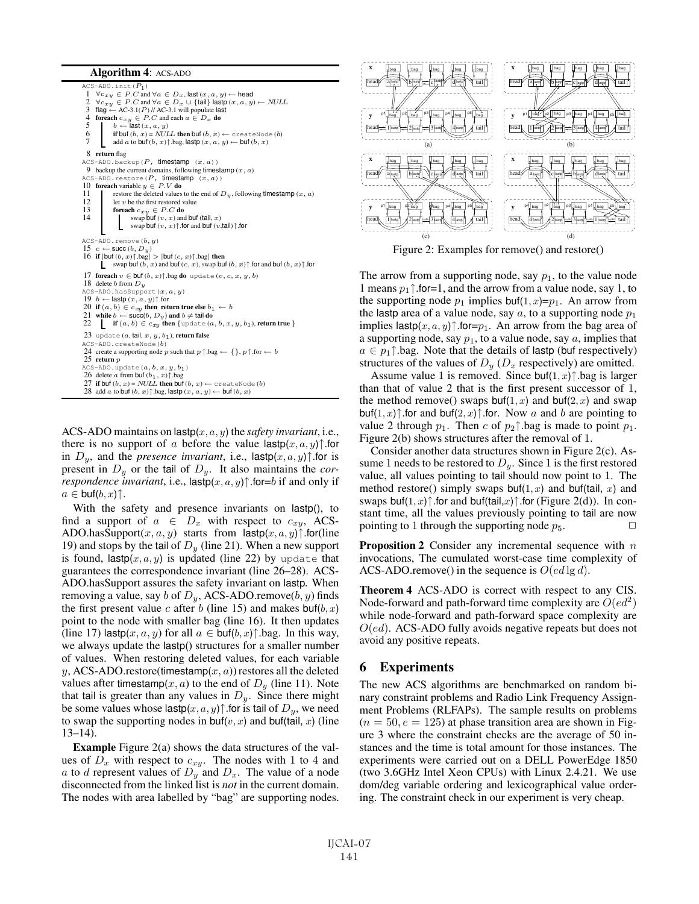**Algorithm 4**: ACS-ADO

```
ACS-ADO.init(P1)
1  ∀c_xy ∈ P.C and ∀a ∈ D_x, last(x, a, y) ← head
2  ∀c_xy ∈ P.C and ∀a ∈ D_x ∪ {tail} lastp(x, a, y) ← NULL
3  flag ← AC-3.1(P) // AC-3.1 will populate last
4  foreach c_xy ∈ P.C and each a ∈ D_x do
5      b ← last(x, a, y)
6      if buf(b, x) = NULL then buf(b, x) ← createNode(b)
7      add a to buf(b, x)↑.bag, lastp(x, a, y) ← buf(b, x)
8  return flag
ACS-ADO.backup(P, timestamp (x, a))
9  backup the current domains, following timestamp(x, a)
ACS-ADO.restore(P, timestamp (x, a))
10 foreach variable y ∈ P.V do
11     restore the deleted values to the end of D_y, following timestamp(x, a)
12     let v be the first restored value
13     foreach c_xy ∈ P.C do
14         swap buf(v, x) and buf(tail, x)
           swap buf(v, x)↑.for and buf(v,tail)↑.for
ACS-ADO.remove(b, y)
15 c ← succ(b, D_y)
16 if |buf(b, x)↑.bag| > |buf(c, x)↑.bag| then
       swap buf(b, x) and buf(c, x), swap buf(b, x)↑.for and buf(b, x)↑.for
17 foreach v ∈ buf(b, x)↑.bag do update(v, c, x, y, b)
18 delete b from D_y
ACS-ADO.hasSupport(x, a, y)
19 b ← lastp(x, a, y)↑.for
20 if (a, b) ∈ c_xy then return true else b_1 ← b
21 while b ← succ(b, D_y) and b ≠ tail do
22     if (a, b) ∈ c_xy then {update(a, b, x, y, b_1), return true }
23 update(a, tail, x, y, b_1), return false
ACS-ADO.createNode(b)
24 create a supporting node p such that p↑.bag ← {}, p↑.for ← b
25 return p
ACS-ADO.update(a, b, x, y, b_1)
26 delete a from buf(b_1, x)↑.bag
27 if buf(b, x) = NULL then buf(b, x) ← createNode(b)
28 add a to buf(b, x)↑.bag, lastp(x, a, y) ← buf(b, x)
```

ACS-ADO maintains on lastp$(x, a, y)$ the *safety invariant*, i.e., there is no support of $a$ before the value lastp$(x, a, y)\uparrow$.for in $D_y$, and the *presence invariant*, i.e., lastp$(x, a, y)\uparrow$.for is present in $D_y$ or the tail of $D_y$. It also maintains the *correspondence invariant*, i.e., lastp$(x, a, y)\uparrow$.for=$b$ if and only if $a \in$ buf$(b, x)\uparrow$.

With the safety and presence invariants on lastp(), to find a support of $a \in D_x$ with respect to $c_{xy}$, ACS-ADO.hasSupport$(x, a, y)$ starts from lastp$(x, a, y)\uparrow$.for(line 19) and stops by the tail of $D_y$ (line 21). When a new support is found, lastp$(x, a, y)$ is updated (line 22) by update that guarantees the correspondence invariant (line 26–28). ACS-ADO.hasSupport assures the safety invariant on lastp. When removing a value, say $b$ of $D_y$, ACS-ADO.remove$(b, y)$ finds the first present value $c$ after $b$ (line 15) and makes buf$(b, x)$ point to the node with smaller bag (line 16). It then updates (line 17) lastp$(x, a, y)$ for all $a \in$ buf$(b, x)\uparrow$.bag. In this way, we always update the lastp() structures for a smaller number of values. When restoring deleted values, for each variable $y$, ACS-ADO.restore(timestamp$(x, a)$) restores all the deleted values after timestamp$(x, a)$ to the end of $D_y$ (line 11). Note that tail is greater than any values in $D_y$. Since there might be some values whose lastp$(x, a, y)\uparrow$.for is tail of $D_y$, we need to swap the supporting nodes in buf$(v, x)$ and buf(tail, $x$) (line 13–14).

**Example** Figure 2(a) shows the data structures of the values of $D_x$ with respect to $c_{xy}$. The nodes with 1 to 4 and $a$ to $d$ represent values of $D_y$ and $D_x$. The value of a node disconnected from the linked list is *not* in the current domain. The nodes with area labelled by "bag" are supporting nodes.

Figure 2: Examples for remove() and restore()

The arrow from a supporting node, say $p_1$, to the value node 1 means $p_1\uparrow$.for=1, and the arrow from a value node, say 1, to the supporting node $p_1$ implies buf$(1, x)$=$p_1$. An arrow from the lastp area of a value node, say $a$, to a supporting node $p_1$ implies lastp$(x, a, y)\uparrow$.for=$p_1$. An arrow from the bag area of a supporting node, say $p_1$, to a value node, say $a$, implies that $a \in p_1\uparrow$.bag. Note that the details of lastp (buf respectively) structures of the values of $D_y$ ($D_x$ respectively) are omitted.

Assume value 1 is removed. Since buf$(1, x)\uparrow$.bag is larger than that of value 2 that is the first present successor of 1, the method remove() swaps buf$(1, x)$ and buf$(2, x)$ and swap buf$(1, x)\uparrow$.for and buf$(2, x)\uparrow$.for. Now $a$ and $b$ are pointing to value 2 through $p_1$. Then $c$ of $p_2\uparrow$.bag is made to point $p_1$. Figure 2(b) shows structures after the removal of 1.

Consider another data structures shown in Figure 2(c). Assume 1 needs to be restored to $D_y$. Since 1 is the first restored value, all values pointing to tail should now point to 1. The method restore() simply swaps buf$(1, x)$ and buf(tail, $x$) and swaps buf$(1, x)\uparrow$.for and buf(tail,$x$)$\uparrow$.for (Figure 2(d)). In constant time, all the values previously pointing to tail are now pointing to 1 through the supporting node $p_5$. □

**Proposition 2** Consider any incremental sequence with $n$ invocations, The cumulated worst-case time complexity of ACS-ADO.remove() in the sequence is $O(ed \lg d)$.

**Theorem 4** ACS-ADO is correct with respect to any CIS. Node-forward and path-forward time complexity are $O(ed^2)$ while node-forward and path-forward space complexity are $O(ed)$. ACS-ADO fully avoids negative repeats but does not avoid any positive repeats.

## 6 Experiments

The new ACS algorithms are benchmarked on random binary constraint problems and Radio Link Frequency Assignment Problems (RLFAPs). The sample results on problems ($n = 50, e = 125$) at phase transition area are shown in Figure 3 where the constraint checks are the average of 50 instances and the time is total amount for those instances. The experiments were carried out on a DELL PowerEdge 1850 (two 3.6GHz Intel Xeon CPUs) with Linux 2.4.21. We use dom/deg variable ordering and lexicographical value ordering. The constraint check in our experiment is very cheap.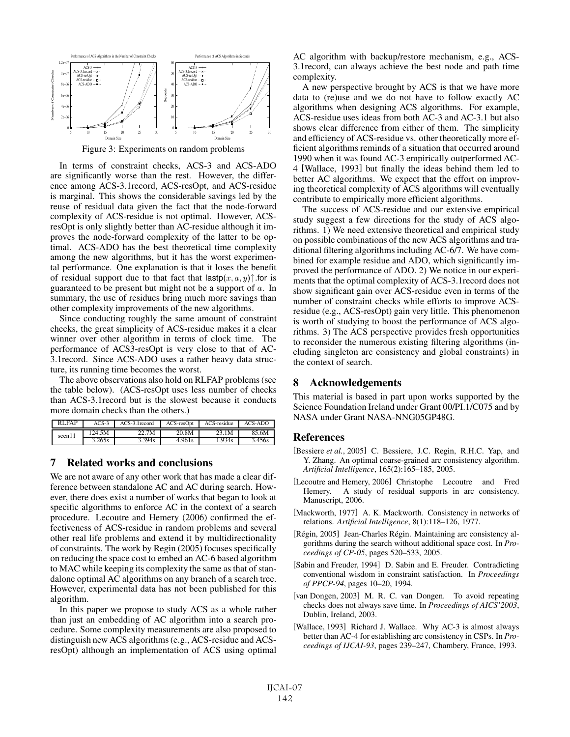Performance of ACS Algorithms in the Number of Constraint Checks

Number of Constraint Checks

1.2e+07
1e+07
8e+06
6e+06
4e+06
2e+06
0

ACS-3
ACS-3.1record
ACS-resOpt
ACS-residue
ACS-ADO

5 10 15 20 25 30

Domain Size

Performance of ACS Algorithms in Seconds

Seconds

60
50
40
30
20
10
0

ACS-3
ACS-3.1record
ACS-resOpt
ACS-residue
ACS-ADO

5 10 15 20 25 30

Domain Size

Figure 3: Experiments on random problems

In terms of constraint checks, ACS-3 and ACS-ADO are significantly worse than the rest. However, the difference among ACS-3.1record, ACS-resOpt, and ACS-residue is marginal. This shows the considerable savings led by the reuse of residual data given the fact that the node-forward complexity of ACS-residue is not optimal. However, ACS-resOpt is only slightly better than AC-residue although it improves the node-forward complexity of the latter to be optimal. ACS-ADO has the best theoretical time complexity among the new algorithms, but it has the worst experimental performance. One explanation is that it loses the benefit of residual support due to that fact that lastp$(x, a, y)\uparrow$.for is guaranteed to be present but might not be a support of $a$. In summary, the use of residues bring much more savings than other complexity improvements of the new algorithms.

Since conducting roughly the same amount of constraint checks, the great simplicity of ACS-residue makes it a clear winner over other algorithm in terms of clock time. The performance of ACS3-resOpt is very close to that of AC-3.1record. Since ACS-ADO uses a rather heavy data structure, its running time becomes the worst.

The above observations also hold on RLFAP problems (see the table below). (ACS-resOpt uses less number of checks than ACS-3.1record but is the slowest because it conducts more domain checks than the others.)

| RLFAP | ACS-3 | ACS-3.1record | ACS-resOpt | ACS-residue | ACS-ADO |
|---|---|---|---|---|---|
| scen11 | 124.5M | 22.7M | 20.8M | 23.1M | 85.6M |
| | 3.265s | 3.394s | 4.961s | 1.934s | 3.456s |

## 7 Related works and conclusions

We are not aware of any other work that has made a clear difference between standalone AC and AC during search. However, there does exist a number of works that began to look at specific algorithms to enforce AC in the context of a search procedure. Lecoutre and Hemery (2006) confirmed the effectiveness of ACS-residue in random problems and several other real life problems and extend it by multidirectionality of constraints. The work by Regin (2005) focuses specifically on reducing the space cost to embed an AC-6 based algorithm to MAC while keeping its complexity the same as that of standalone optimal AC algorithms on any branch of a search tree. However, experimental data has not been published for this algorithm.

In this paper we propose to study ACS as a whole rather than just an embedding of AC algorithm into a search procedure. Some complexity measurements are also proposed to distinguish new ACS algorithms (e.g., ACS-residue and ACS-resOpt) although an implementation of ACS using optimal AC algorithm with backup/restore mechanism, e.g., ACS-3.1record, can always achieve the best node and path time complexity.

A new perspective brought by ACS is that we have more data to (re)use and we do not have to follow exactly AC algorithms when designing ACS algorithms. For example, ACS-residue uses ideas from both AC-3 and AC-3.1 but also shows clear difference from either of them. The simplicity and efficiency of ACS-residue vs. other theoretically more efficient algorithms reminds of a situation that occurred around 1990 when it was found AC-3 empirically outperformed AC-4 [Wallace, 1993] but finally the ideas behind them led to better AC algorithms. We expect that the effort on improving theoretical complexity of ACS algorithms will eventually contribute to empirically more efficient algorithms.

The success of ACS-residue and our extensive empirical study suggest a few directions for the study of ACS algorithms. 1) We need extensive theoretical and empirical study on possible combinations of the new ACS algorithms and traditional filtering algorithms including AC-6/7. We have combined for example residue and ADO, which significantly improved the performance of ADO. 2) We notice in our experiments that the optimal complexity of ACS-3.1record does not show significant gain over ACS-residue even in terms of the number of constraint checks while efforts to improve ACS-residue (e.g., ACS-resOpt) gain very little. This phenomenon is worth of studying to boost the performance of ACS algorithms. 3) The ACS perspective provides fresh opportunities to reconsider the numerous existing filtering algorithms (including singleton arc consistency and global constraints) in the context of search.

## 8 Acknowledgements

This material is based in part upon works supported by the Science Foundation Ireland under Grant 00/PI.1/C075 and by NASA under Grant NASA-NNG05GP48G.

## References

[Bessiere *et al.*, 2005] C. Bessiere, J.C. Regin, R.H.C. Yap, and Y. Zhang. An optimal coarse-grained arc consistency algorithm. *Artificial Intelligence*, 165(2):165–185, 2005.

[Lecoutre and Hemery, 2006] Christophe Lecoutre and Fred Hemery. A study of residual supports in arc consistency. Manuscript, 2006.

[Mackworth, 1977] A. K. Mackworth. Consistency in networks of relations. *Artificial Intelligence*, 8(1):118–126, 1977.

[Régin, 2005] Jean-Charles Régin. Maintaining arc consistency algorithms during the search without additional space cost. In *Proceedings of CP-05*, pages 520–533, 2005.

[Sabin and Freuder, 1994] D. Sabin and E. Freuder. Contradicting conventional wisdom in constraint satisfaction. In *Proceedings of PPCP-94*, pages 10–20, 1994.

[van Dongen, 2003] M. R. C. van Dongen. To avoid repeating checks does not always save time. In *Proceedings of AICS'2003*, Dublin, Ireland, 2003.

[Wallace, 1993] Richard J. Wallace. Why AC-3 is almost always better than AC-4 for establishing arc consistency in CSPs. In *Proceedings of IJCAI-93*, pages 239–247, Chambery, France, 1993.